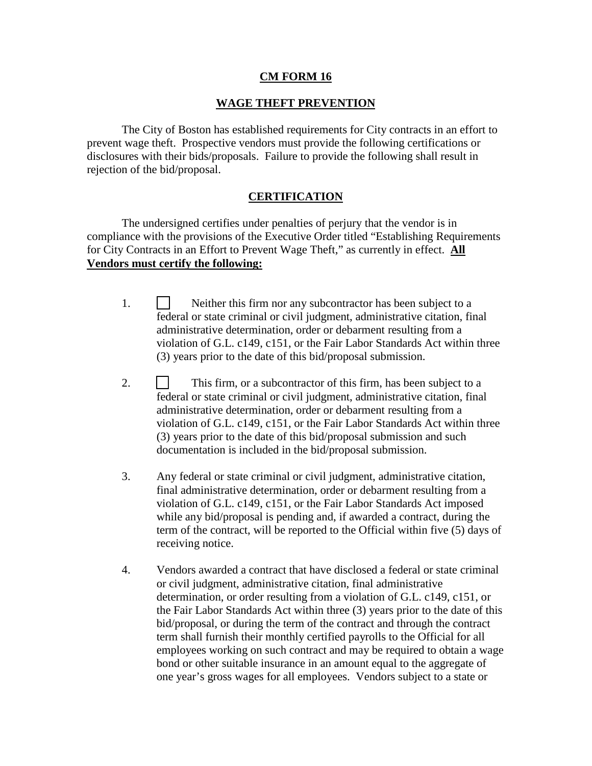## CM FORM 16

## WAGE THEFT PREVENTION

The City of Boston has established requirements for City contracts in an effort to prevent wage theft. Prospective vendors must provide the following certifications or disclosures with their bids/proposals. Failure to provide the following shall result in rejection of the bid/proposal.

## CERTIFICATION

The undersigned certifies under penalties of perjury that the vendor is in compliance with the provisions of the Executive Order titled "Establishing Requirements for City Contracts in an Effort to Prevent Wage Theft," as currently in effect. **All Vendors must certify the following:**

1. ☐ Neither this firm nor any subcontractor has been subject to a federal or state criminal or civil judgment, administrative citation, final administrative determination, order or debarment resulting from a violation of G.L. c149, c151, or the Fair Labor Standards Act within three (3) years prior to the date of this bid/proposal submission.

2. ☐ This firm, or a subcontractor of this firm, has been subject to a federal or state criminal or civil judgment, administrative citation, final administrative determination, order or debarment resulting from a violation of G.L. c149, c151, or the Fair Labor Standards Act within three (3) years prior to the date of this bid/proposal submission and such documentation is included in the bid/proposal submission.

3. Any federal or state criminal or civil judgment, administrative citation, final administrative determination, order or debarment resulting from a violation of G.L. c149, c151, or the Fair Labor Standards Act imposed while any bid/proposal is pending and, if awarded a contract, during the term of the contract, will be reported to the Official within five (5) days of receiving notice.

4. Vendors awarded a contract that have disclosed a federal or state criminal or civil judgment, administrative citation, final administrative determination, or order resulting from a violation of G.L. c149, c151, or the Fair Labor Standards Act within three (3) years prior to the date of this bid/proposal, or during the term of the contract and through the contract term shall furnish their monthly certified payrolls to the Official for all employees working on such contract and may be required to obtain a wage bond or other suitable insurance in an amount equal to the aggregate of one year's gross wages for all employees. Vendors subject to a state or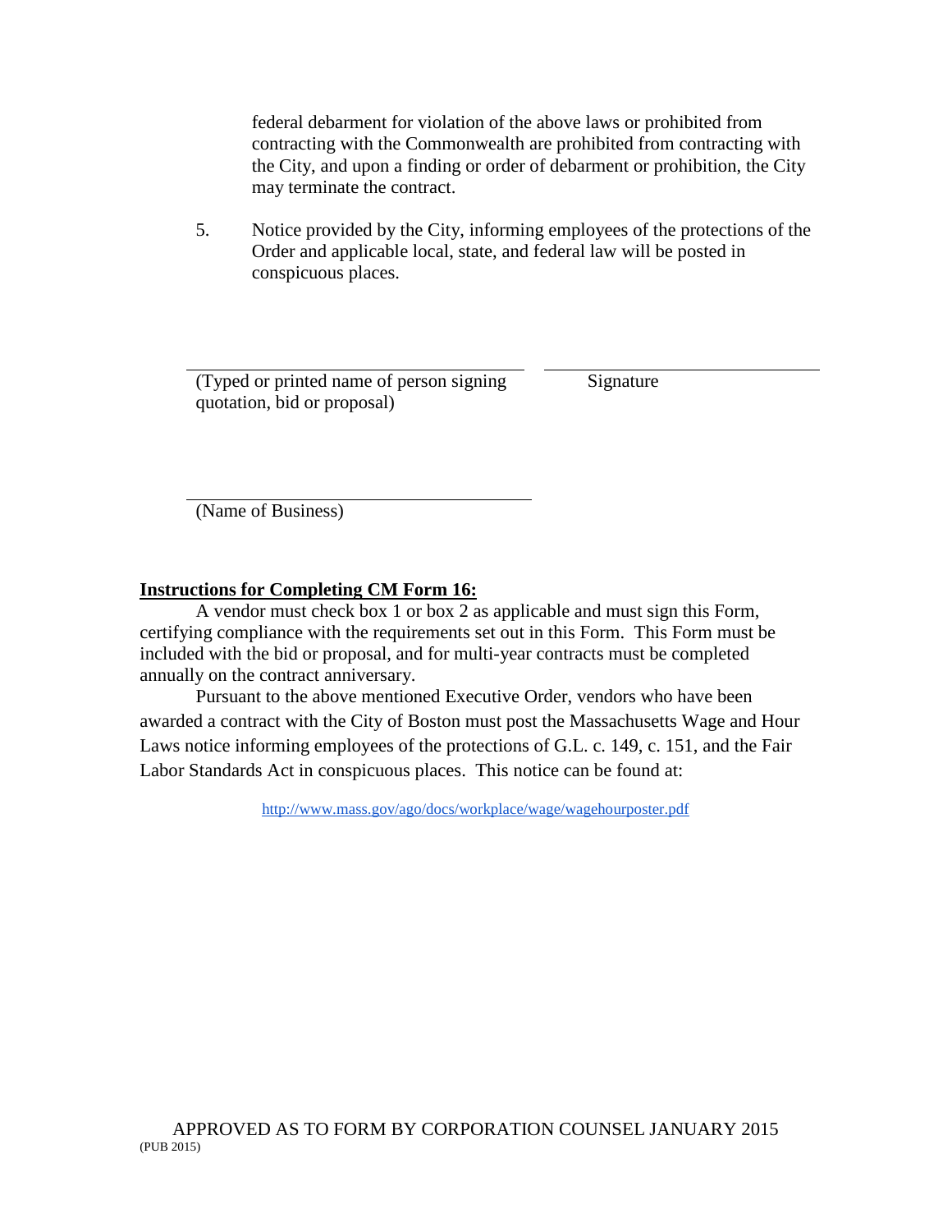federal debarment for violation of the above laws or prohibited from contracting with the Commonwealth are prohibited from contracting with the City, and upon a finding or order of debarment or prohibition, the City may terminate the contract.

5. Notice provided by the City, informing employees of the protections of the Order and applicable local, state, and federal law will be posted in conspicuous places.

\_\_\_\_\_\_\_\_\_\_\_\_\_\_\_\_\_\_\_\_\_\_\_\_\_\_\_\_\_\_\_\_\_\_\_\_\_\_\_\_ \_\_\_\_\_\_\_\_\_\_\_\_\_\_\_\_\_\_\_\_\_\_\_\_\_\_\_\_\_\_\_\_

(Typed or printed name of person signing quotation, bid or proposal) Signature

\_\_\_\_\_\_\_\_\_\_\_\_\_\_\_\_\_\_\_\_\_\_\_\_\_\_\_\_\_\_\_\_\_\_\_\_\_\_\_\_

(Name of Business)

**Instructions for Completing CM Form 16:**

A vendor must check box 1 or box 2 as applicable and must sign this Form, certifying compliance with the requirements set out in this Form. This Form must be included with the bid or proposal, and for multi-year contracts must be completed annually on the contract anniversary.

Pursuant to the above mentioned Executive Order, vendors who have been awarded a contract with the City of Boston must post the Massachusetts Wage and Hour Laws notice informing employees of the protections of G.L. c. 149, c. 151, and the Fair Labor Standards Act in conspicuous places. This notice can be found at:

http://www.mass.gov/ago/docs/workplace/wage/wagehourposter.pdf

APPROVED AS TO FORM BY CORPORATION COUNSEL JANUARY 2015

(PUB 2015)